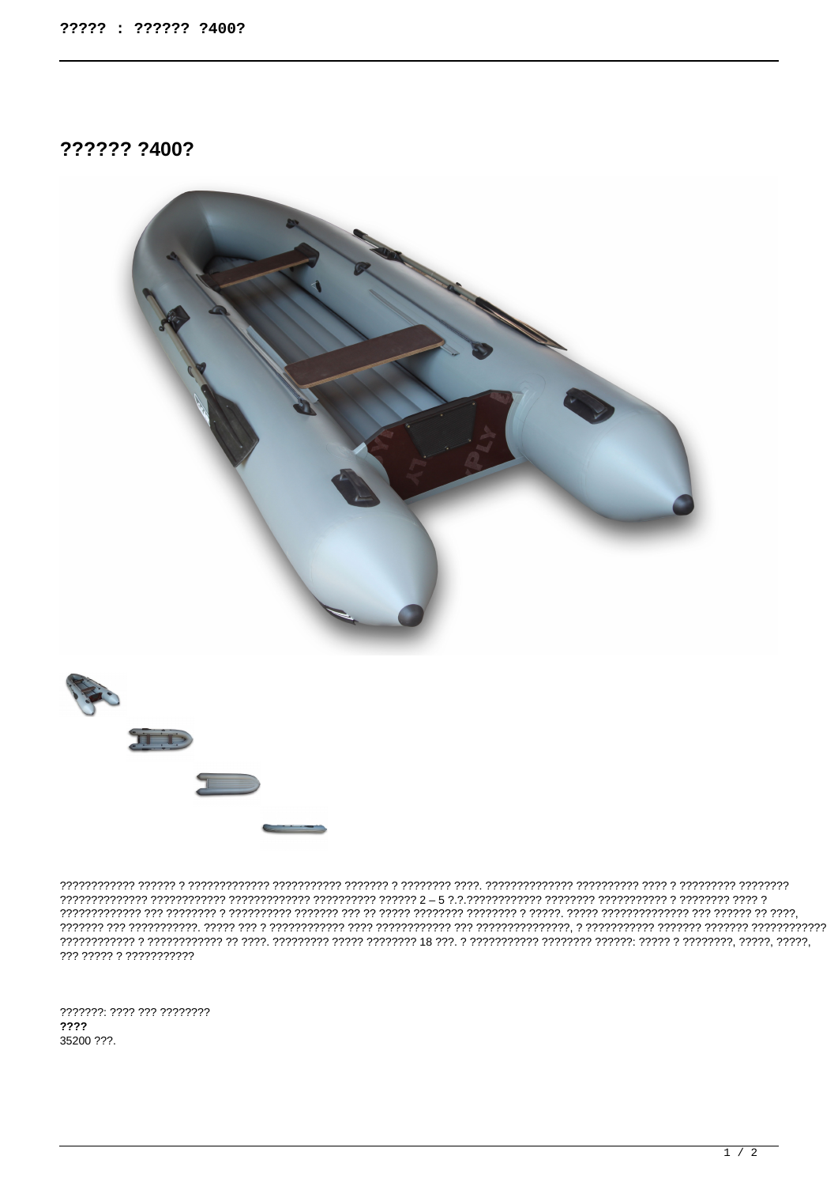## ?????? ?400?

???????????? ?????? ? ????????????? ??????????? ??????? ? ???????? ????. ?????????????? ?????????? ???? ? ????????? ???????? ?????????????? ???????????? ????????????? ?????????? ?????? 2 – 5 ?.?.???????????? ???????? ??????????? ? ???????? ???? ? ????????????? ??? ???????? ? ?????????? ??????? ??? ?? ????? ???????? ???????? ? ?????. ????? ?????????????? ??? ?????? ?? ????, ??????? ??? ???????????. ????? ??? ? ???????????? ???? ???????????? ??? ???????????????, ? ??????????? ??????? ??????? ???????????? ???????????? ? ???????????? ?? ????. ????????? ????? ???????? 18 ???. ? ??????????? ???????? ??????: ????? ? ????????, ?????, ?????, ??? ????? ? ???????????

???????: ???? ??? ????????

**????**

35200 ???.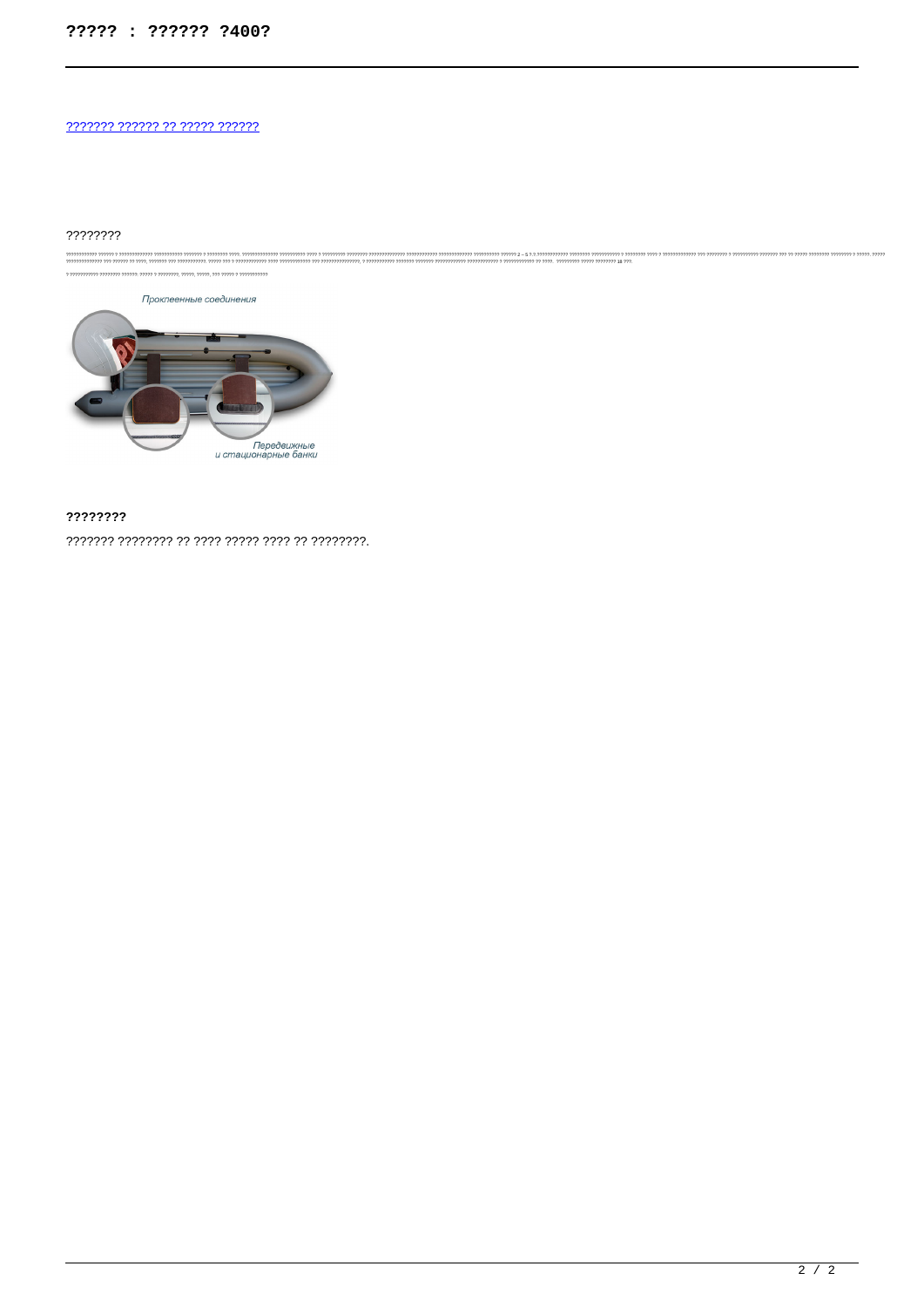[??????? ?????? ?? ????? ??????]()

????????

??????????? ?????? ? ????????????? ?????????? ??????? ? ???????? ????. ????????????? ?????????? ???? ? ????????? ???????? ?????????????? ??????????? ???????????? ?????????? ?????? 2 – 5 ? ?.???????????? ???????? ??????????? ? ???????? ???? ? ????????????? ??? ???????? ? ?????????? ??????? ??? ?? ????? ???????? ???????? ? ?????. ????? ????????????? ??? ?????? ?? ????, ??????? ??? ???????????, ????? ??? ? ??????????? ???? ???????????? ??? ???????????????, ? ?????????? ??????? ??????? ??????????? ??????????? ? ??????????? ?? ????.. ????????? ????? ???????? 18 ???.

? ?????????? ???????? ??????: ????? ? ????????, ?????, ?????, ??? ????? ? ??????????

Проклеенные соединения

Передвижные
и стационарные банки

**????????**

??????? ???????? ?? ???? ????? ???? ?? ????????.